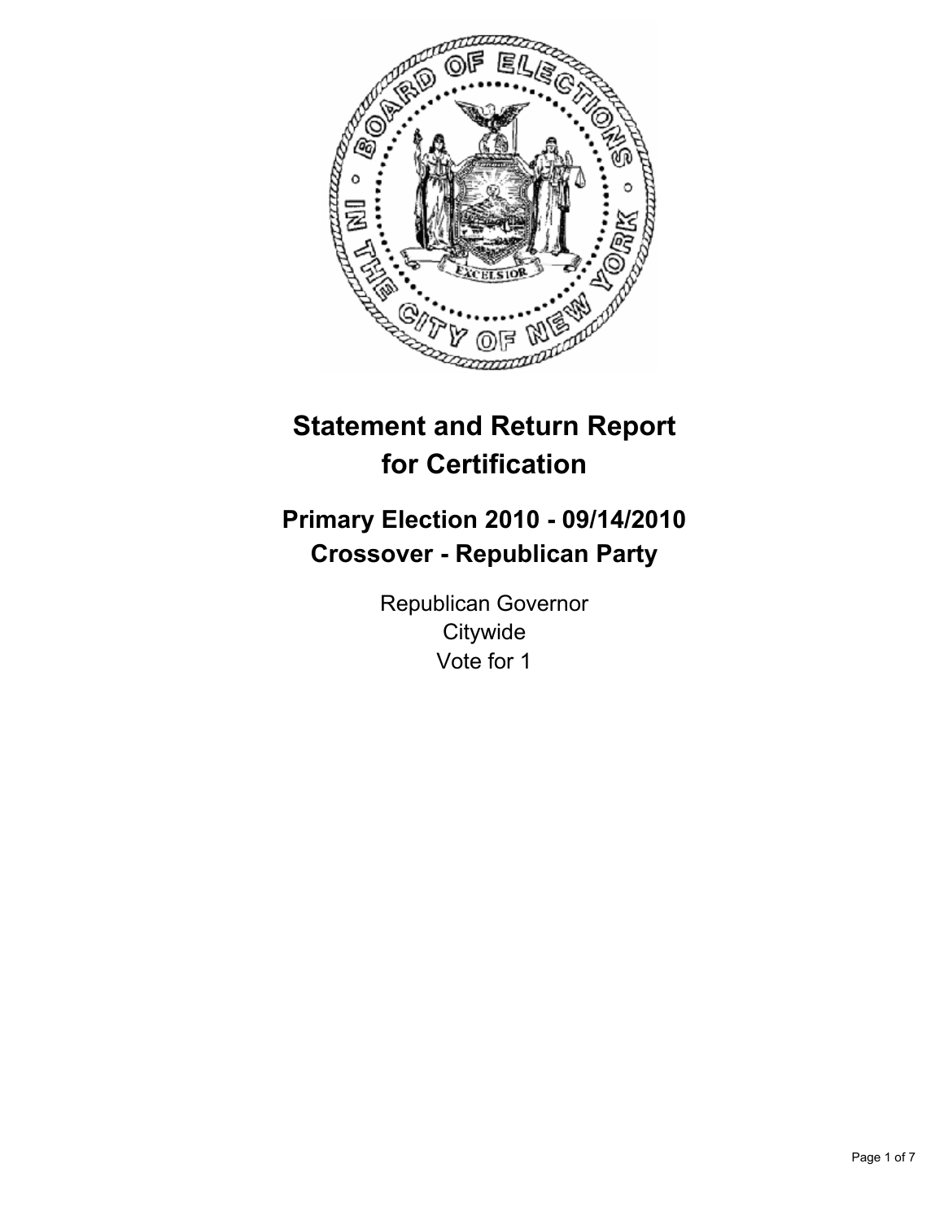# Statement and Return Report for Certification

## Primary Election 2010 - 09/14/2010
## Crossover - Republican Party

Republican Governor
Citywide
Vote for 1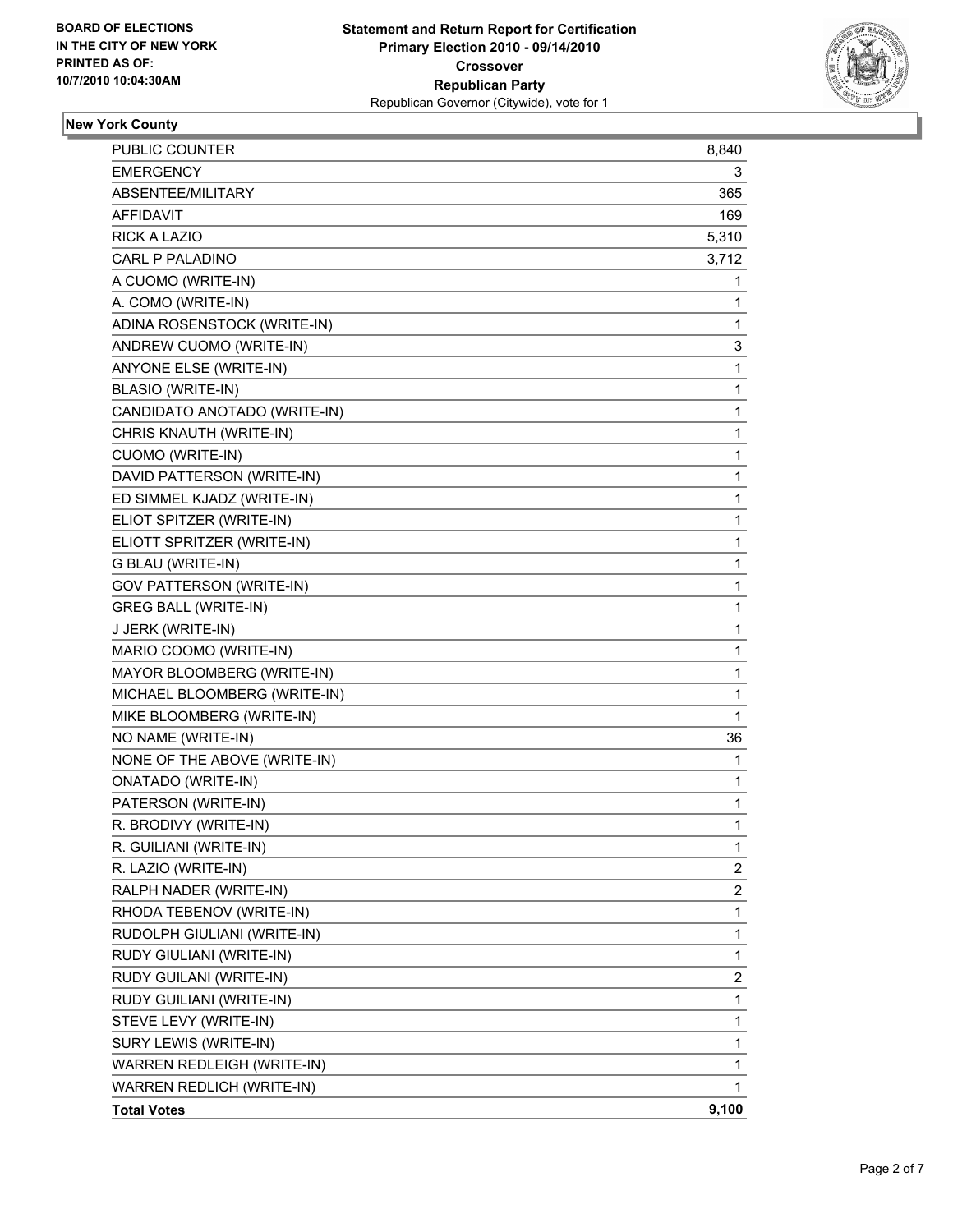**BOARD OF ELECTIONS IN THE CITY OF NEW YORK PRINTED AS OF: 10/7/2010 10:04:30AM**

# Statement and Return Report for Certification
## Primary Election 2010 - 09/14/2010
## Crossover
## Republican Party
### Republican Governor (Citywide), vote for 1

**New York County**

| | |
|---|---|
| PUBLIC COUNTER | 8,840 |
| EMERGENCY | 3 |
| ABSENTEE/MILITARY | 365 |
| AFFIDAVIT | 169 |
| RICK A LAZIO | 5,310 |
| CARL P PALADINO | 3,712 |
| A CUOMO (WRITE-IN) | 1 |
| A. COMO (WRITE-IN) | 1 |
| ADINA ROSENSTOCK (WRITE-IN) | 1 |
| ANDREW CUOMO (WRITE-IN) | 3 |
| ANYONE ELSE (WRITE-IN) | 1 |
| BLASIO (WRITE-IN) | 1 |
| CANDIDATO ANOTADO (WRITE-IN) | 1 |
| CHRIS KNAUTH (WRITE-IN) | 1 |
| CUOMO (WRITE-IN) | 1 |
| DAVID PATTERSON (WRITE-IN) | 1 |
| ED SIMMEL KJADZ (WRITE-IN) | 1 |
| ELIOT SPITZER (WRITE-IN) | 1 |
| ELIOTT SPRITZER (WRITE-IN) | 1 |
| G BLAU (WRITE-IN) | 1 |
| GOV PATTERSON (WRITE-IN) | 1 |
| GREG BALL (WRITE-IN) | 1 |
| J JERK (WRITE-IN) | 1 |
| MARIO COOMO (WRITE-IN) | 1 |
| MAYOR BLOOMBERG (WRITE-IN) | 1 |
| MICHAEL BLOOMBERG (WRITE-IN) | 1 |
| MIKE BLOOMBERG (WRITE-IN) | 1 |
| NO NAME (WRITE-IN) | 36 |
| NONE OF THE ABOVE (WRITE-IN) | 1 |
| ONATADO (WRITE-IN) | 1 |
| PATERSON (WRITE-IN) | 1 |
| R. BRODIVY (WRITE-IN) | 1 |
| R. GUILIANI (WRITE-IN) | 1 |
| R. LAZIO (WRITE-IN) | 2 |
| RALPH NADER (WRITE-IN) | 2 |
| RHODA TEBENOV (WRITE-IN) | 1 |
| RUDOLPH GIULIANI (WRITE-IN) | 1 |
| RUDY GIULIANI (WRITE-IN) | 1 |
| RUDY GUILANI (WRITE-IN) | 2 |
| RUDY GUILIANI (WRITE-IN) | 1 |
| STEVE LEVY (WRITE-IN) | 1 |
| SURY LEWIS (WRITE-IN) | 1 |
| WARREN REDLEIGH (WRITE-IN) | 1 |
| WARREN REDLICH (WRITE-IN) | 1 |
| **Total Votes** | **9,100** |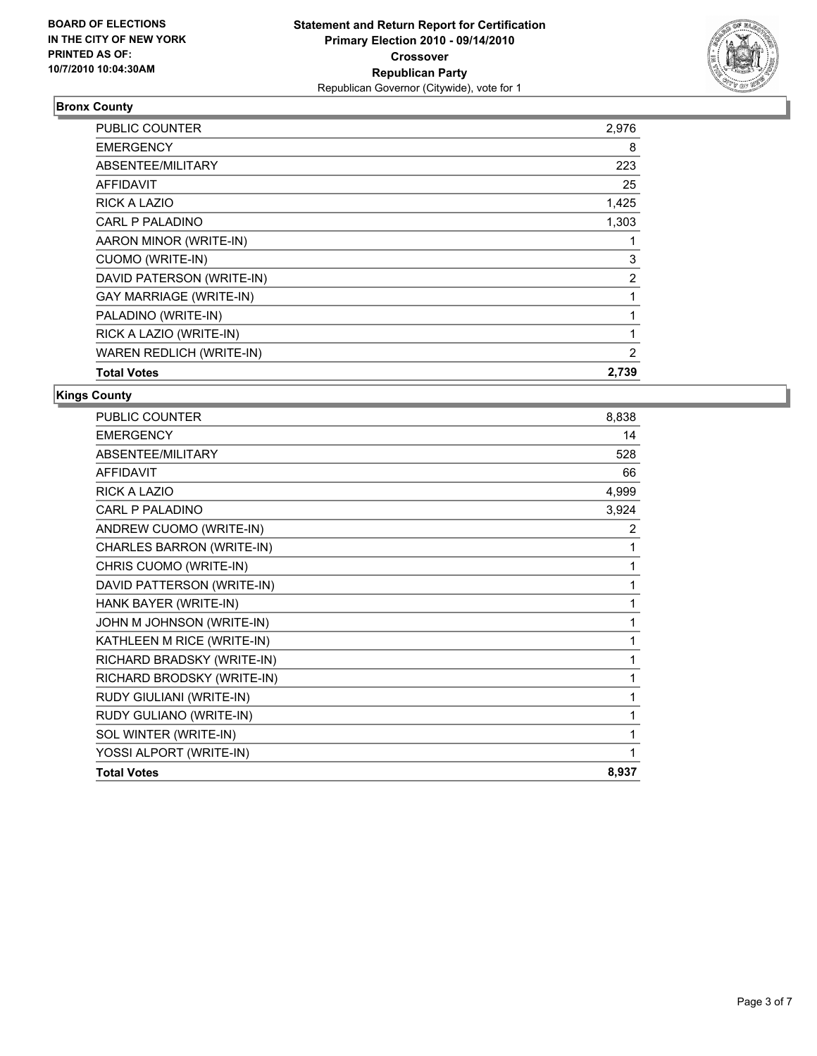**BOARD OF ELECTIONS IN THE CITY OF NEW YORK PRINTED AS OF: 10/7/2010 10:04:30AM**

**Statement and Return Report for Certification**
**Primary Election 2010 - 09/14/2010**
**Crossover**
**Republican Party**
Republican Governor (Citywide), vote for 1

## Bronx County

| | |
|---|---|
| PUBLIC COUNTER | 2,976 |
| EMERGENCY | 8 |
| ABSENTEE/MILITARY | 223 |
| AFFIDAVIT | 25 |
| RICK A LAZIO | 1,425 |
| CARL P PALADINO | 1,303 |
| AARON MINOR (WRITE-IN) | 1 |
| CUOMO (WRITE-IN) | 3 |
| DAVID PATERSON (WRITE-IN) | 2 |
| GAY MARRIAGE (WRITE-IN) | 1 |
| PALADINO (WRITE-IN) | 1 |
| RICK A LAZIO (WRITE-IN) | 1 |
| WAREN REDLICH (WRITE-IN) | 2 |
| **Total Votes** | **2,739** |

## Kings County

| | |
|---|---|
| PUBLIC COUNTER | 8,838 |
| EMERGENCY | 14 |
| ABSENTEE/MILITARY | 528 |
| AFFIDAVIT | 66 |
| RICK A LAZIO | 4,999 |
| CARL P PALADINO | 3,924 |
| ANDREW CUOMO (WRITE-IN) | 2 |
| CHARLES BARRON (WRITE-IN) | 1 |
| CHRIS CUOMO (WRITE-IN) | 1 |
| DAVID PATTERSON (WRITE-IN) | 1 |
| HANK BAYER (WRITE-IN) | 1 |
| JOHN M JOHNSON (WRITE-IN) | 1 |
| KATHLEEN M RICE (WRITE-IN) | 1 |
| RICHARD BRADSKY (WRITE-IN) | 1 |
| RICHARD BRODSKY (WRITE-IN) | 1 |
| RUDY GIULIANI (WRITE-IN) | 1 |
| RUDY GULIANO (WRITE-IN) | 1 |
| SOL WINTER (WRITE-IN) | 1 |
| YOSSI ALPORT (WRITE-IN) | 1 |
| **Total Votes** | **8,937** |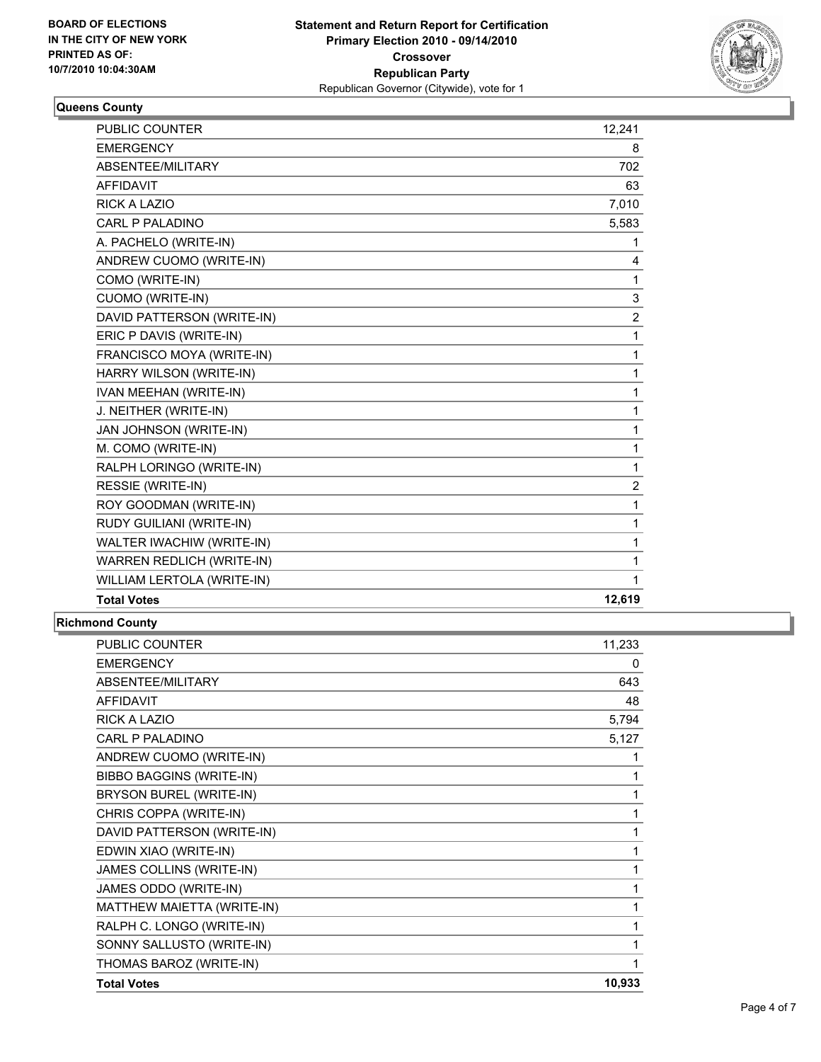**BOARD OF ELECTIONS IN THE CITY OF NEW YORK PRINTED AS OF: 10/7/2010 10:04:30AM**

**Statement and Return Report for Certification Primary Election 2010 - 09/14/2010 Crossover Republican Party**

Republican Governor (Citywide), vote for 1

### Queens County

| | |
|---|---|
| PUBLIC COUNTER | 12,241 |
| EMERGENCY | 8 |
| ABSENTEE/MILITARY | 702 |
| AFFIDAVIT | 63 |
| RICK A LAZIO | 7,010 |
| CARL P PALADINO | 5,583 |
| A. PACHELO (WRITE-IN) | 1 |
| ANDREW CUOMO (WRITE-IN) | 4 |
| COMO (WRITE-IN) | 1 |
| CUOMO (WRITE-IN) | 3 |
| DAVID PATTERSON (WRITE-IN) | 2 |
| ERIC P DAVIS (WRITE-IN) | 1 |
| FRANCISCO MOYA (WRITE-IN) | 1 |
| HARRY WILSON (WRITE-IN) | 1 |
| IVAN MEEHAN (WRITE-IN) | 1 |
| J. NEITHER (WRITE-IN) | 1 |
| JAN JOHNSON (WRITE-IN) | 1 |
| M. COMO (WRITE-IN) | 1 |
| RALPH LORINGO (WRITE-IN) | 1 |
| RESSIE (WRITE-IN) | 2 |
| ROY GOODMAN (WRITE-IN) | 1 |
| RUDY GUILIANI (WRITE-IN) | 1 |
| WALTER IWACHIW (WRITE-IN) | 1 |
| WARREN REDLICH (WRITE-IN) | 1 |
| WILLIAM LERTOLA (WRITE-IN) | 1 |
| **Total Votes** | **12,619** |

### Richmond County

| | |
|---|---|
| PUBLIC COUNTER | 11,233 |
| EMERGENCY | 0 |
| ABSENTEE/MILITARY | 643 |
| AFFIDAVIT | 48 |
| RICK A LAZIO | 5,794 |
| CARL P PALADINO | 5,127 |
| ANDREW CUOMO (WRITE-IN) | 1 |
| BIBBO BAGGINS (WRITE-IN) | 1 |
| BRYSON BUREL (WRITE-IN) | 1 |
| CHRIS COPPA (WRITE-IN) | 1 |
| DAVID PATTERSON (WRITE-IN) | 1 |
| EDWIN XIAO (WRITE-IN) | 1 |
| JAMES COLLINS (WRITE-IN) | 1 |
| JAMES ODDO (WRITE-IN) | 1 |
| MATTHEW MAIETTA (WRITE-IN) | 1 |
| RALPH C. LONGO (WRITE-IN) | 1 |
| SONNY SALLUSTO (WRITE-IN) | 1 |
| THOMAS BAROZ (WRITE-IN) | 1 |
| **Total Votes** | **10,933** |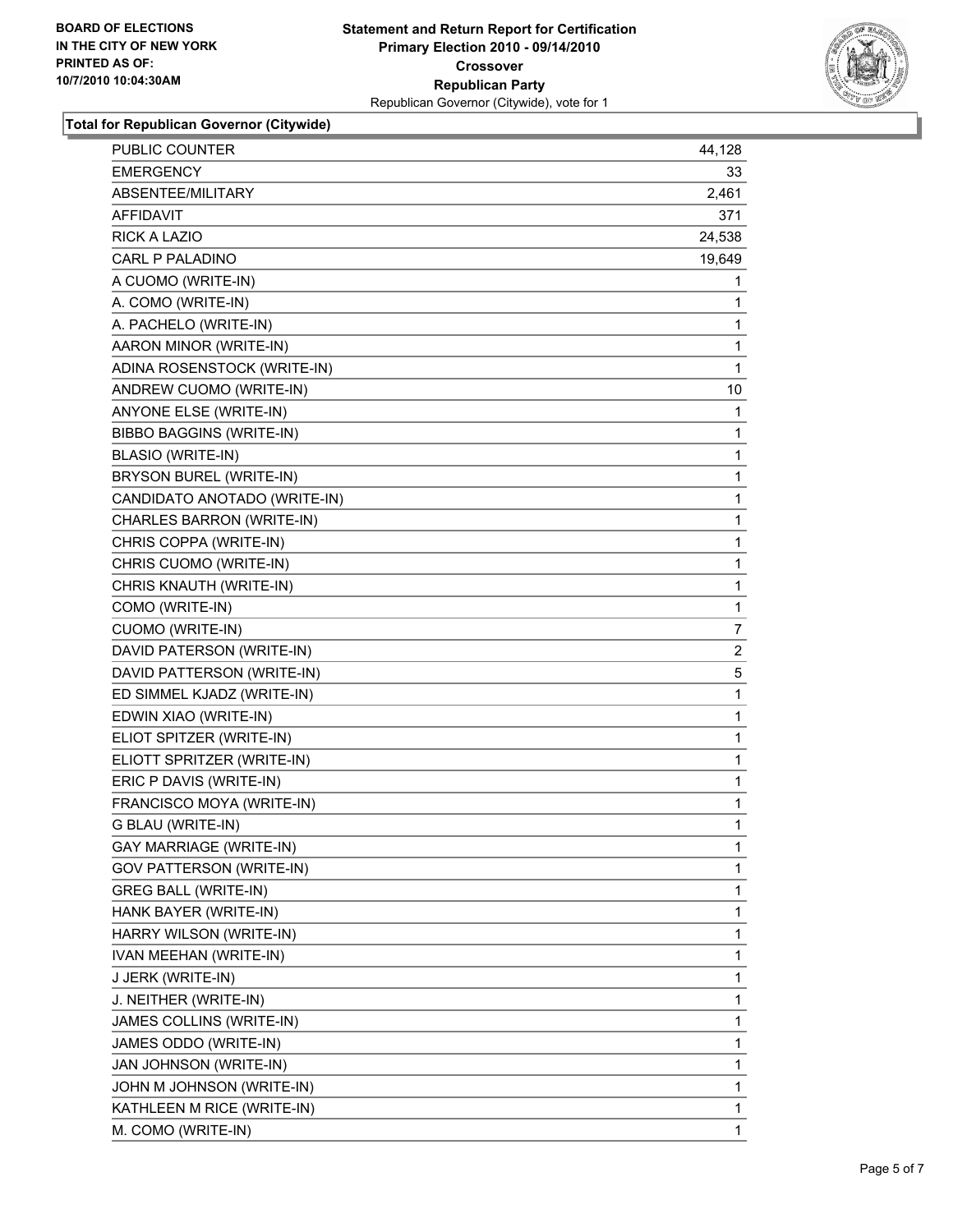BOARD OF ELECTIONS
IN THE CITY OF NEW YORK
PRINTED AS OF:
10/7/2010 10:04:30AM

**Statement and Return Report for Certification**
**Primary Election 2010 - 09/14/2010**
**Crossover**
**Republican Party**
Republican Governor (Citywide), vote for 1

### Total for Republican Governor (Citywide)

| | |
|---|---:|
| PUBLIC COUNTER | 44,128 |
| EMERGENCY | 33 |
| ABSENTEE/MILITARY | 2,461 |
| AFFIDAVIT | 371 |
| RICK A LAZIO | 24,538 |
| CARL P PALADINO | 19,649 |
| A CUOMO (WRITE-IN) | 1 |
| A. COMO (WRITE-IN) | 1 |
| A. PACHELO (WRITE-IN) | 1 |
| AARON MINOR (WRITE-IN) | 1 |
| ADINA ROSENSTOCK (WRITE-IN) | 1 |
| ANDREW CUOMO (WRITE-IN) | 10 |
| ANYONE ELSE (WRITE-IN) | 1 |
| BIBBO BAGGINS (WRITE-IN) | 1 |
| BLASIO (WRITE-IN) | 1 |
| BRYSON BUREL (WRITE-IN) | 1 |
| CANDIDATO ANOTADO (WRITE-IN) | 1 |
| CHARLES BARRON (WRITE-IN) | 1 |
| CHRIS COPPA (WRITE-IN) | 1 |
| CHRIS CUOMO (WRITE-IN) | 1 |
| CHRIS KNAUTH (WRITE-IN) | 1 |
| COMO (WRITE-IN) | 1 |
| CUOMO (WRITE-IN) | 7 |
| DAVID PATERSON (WRITE-IN) | 2 |
| DAVID PATTERSON (WRITE-IN) | 5 |
| ED SIMMEL KJADZ (WRITE-IN) | 1 |
| EDWIN XIAO (WRITE-IN) | 1 |
| ELIOT SPITZER (WRITE-IN) | 1 |
| ELIOTT SPRITZER (WRITE-IN) | 1 |
| ERIC P DAVIS (WRITE-IN) | 1 |
| FRANCISCO MOYA (WRITE-IN) | 1 |
| G BLAU (WRITE-IN) | 1 |
| GAY MARRIAGE (WRITE-IN) | 1 |
| GOV PATTERSON (WRITE-IN) | 1 |
| GREG BALL (WRITE-IN) | 1 |
| HANK BAYER (WRITE-IN) | 1 |
| HARRY WILSON (WRITE-IN) | 1 |
| IVAN MEEHAN (WRITE-IN) | 1 |
| J JERK (WRITE-IN) | 1 |
| J. NEITHER (WRITE-IN) | 1 |
| JAMES COLLINS (WRITE-IN) | 1 |
| JAMES ODDO (WRITE-IN) | 1 |
| JAN JOHNSON (WRITE-IN) | 1 |
| JOHN M JOHNSON (WRITE-IN) | 1 |
| KATHLEEN M RICE (WRITE-IN) | 1 |
| M. COMO (WRITE-IN) | 1 |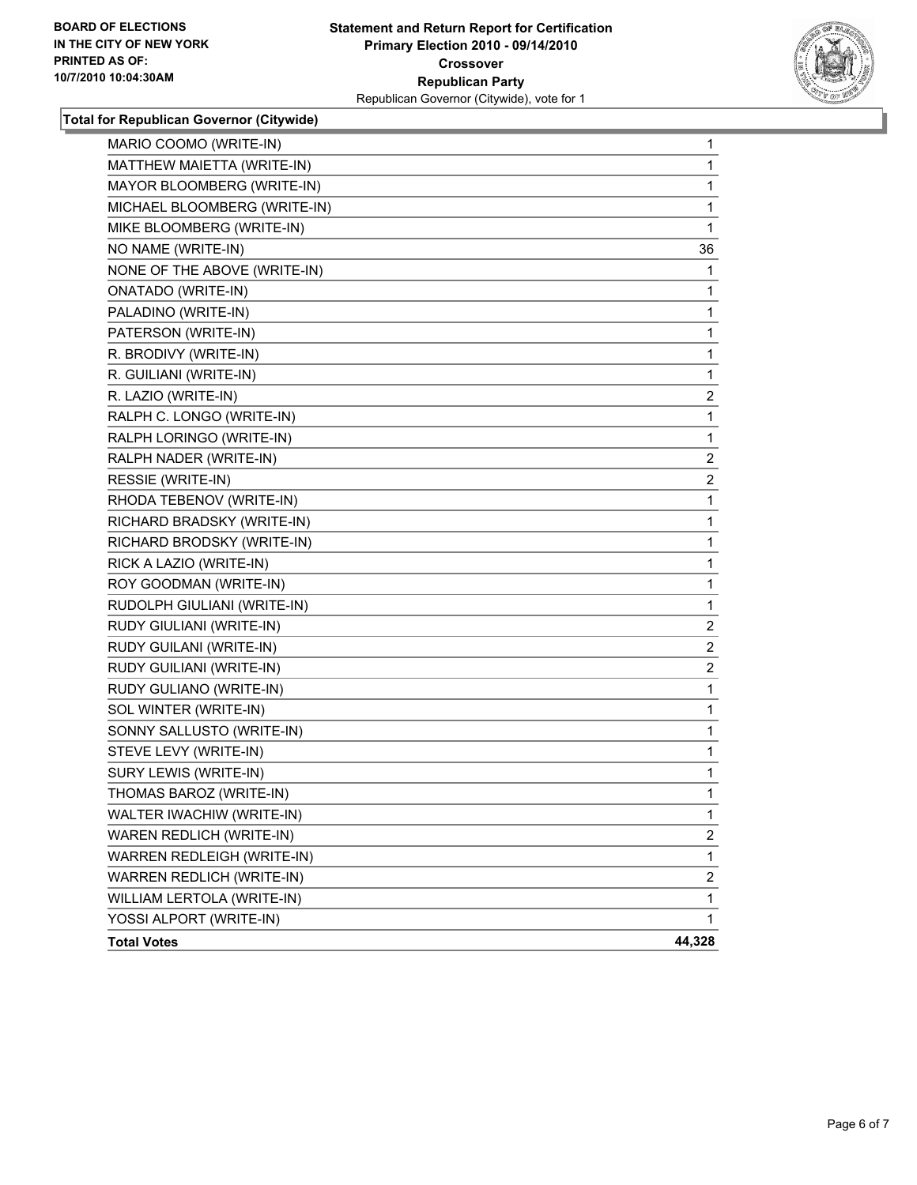**BOARD OF ELECTIONS IN THE CITY OF NEW YORK PRINTED AS OF: 10/7/2010 10:04:30AM**

**Statement and Return Report for Certification Primary Election 2010 - 09/14/2010 Crossover Republican Party**
Republican Governor (Citywide), vote for 1

### Total for Republican Governor (Citywide)

| Candidate | Votes |
|---|---|
| MARIO COOMO (WRITE-IN) | 1 |
| MATTHEW MAIETTA (WRITE-IN) | 1 |
| MAYOR BLOOMBERG (WRITE-IN) | 1 |
| MICHAEL BLOOMBERG (WRITE-IN) | 1 |
| MIKE BLOOMBERG (WRITE-IN) | 1 |
| NO NAME (WRITE-IN) | 36 |
| NONE OF THE ABOVE (WRITE-IN) | 1 |
| ONATADO (WRITE-IN) | 1 |
| PALADINO (WRITE-IN) | 1 |
| PATERSON (WRITE-IN) | 1 |
| R. BRODIVY (WRITE-IN) | 1 |
| R. GUILIANI (WRITE-IN) | 1 |
| R. LAZIO (WRITE-IN) | 2 |
| RALPH C. LONGO (WRITE-IN) | 1 |
| RALPH LORINGO (WRITE-IN) | 1 |
| RALPH NADER (WRITE-IN) | 2 |
| RESSIE (WRITE-IN) | 2 |
| RHODA TEBENOV (WRITE-IN) | 1 |
| RICHARD BRADSKY (WRITE-IN) | 1 |
| RICHARD BRODSKY (WRITE-IN) | 1 |
| RICK A LAZIO (WRITE-IN) | 1 |
| ROY GOODMAN (WRITE-IN) | 1 |
| RUDOLPH GIULIANI (WRITE-IN) | 1 |
| RUDY GIULIANI (WRITE-IN) | 2 |
| RUDY GUILANI (WRITE-IN) | 2 |
| RUDY GUILIANI (WRITE-IN) | 2 |
| RUDY GULIANO (WRITE-IN) | 1 |
| SOL WINTER (WRITE-IN) | 1 |
| SONNY SALLUSTO (WRITE-IN) | 1 |
| STEVE LEVY (WRITE-IN) | 1 |
| SURY LEWIS (WRITE-IN) | 1 |
| THOMAS BAROZ (WRITE-IN) | 1 |
| WALTER IWACHIW (WRITE-IN) | 1 |
| WAREN REDLICH (WRITE-IN) | 2 |
| WARREN REDLEIGH (WRITE-IN) | 1 |
| WARREN REDLICH (WRITE-IN) | 2 |
| WILLIAM LERTOLA (WRITE-IN) | 1 |
| YOSSI ALPORT (WRITE-IN) | 1 |
| **Total Votes** | **44,328** |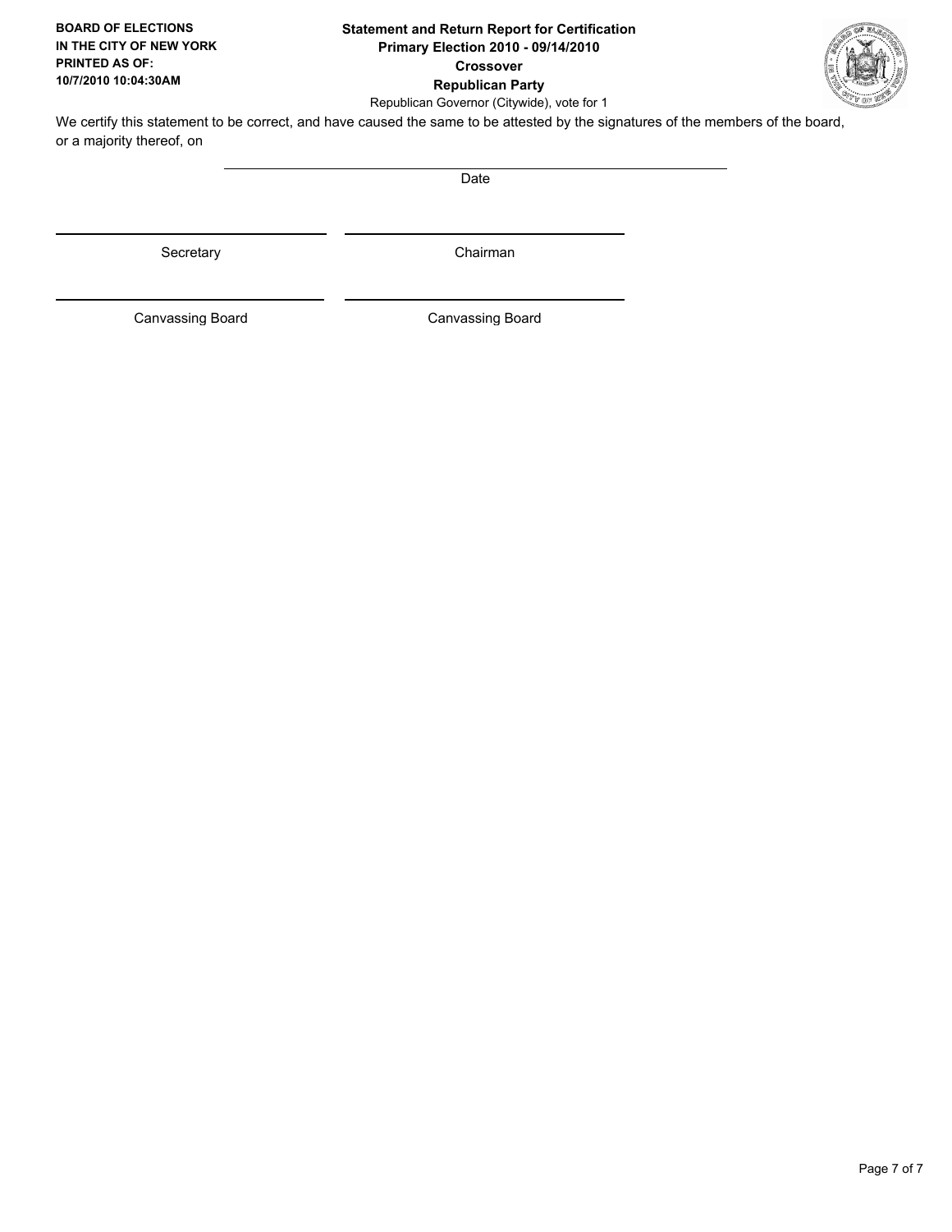**BOARD OF ELECTIONS IN THE CITY OF NEW YORK PRINTED AS OF: 10/7/2010 10:04:30AM**

**Statement and Return Report for Certification**
**Primary Election 2010 - 09/14/2010**
**Crossover**
**Republican Party**
Republican Governor (Citywide), vote for 1

We certify this statement to be correct, and have caused the same to be attested by the signatures of the members of the board, or a majority thereof, on

\_\_\_\_\_\_\_\_\_\_\_\_\_\_\_\_\_\_\_\_\_\_\_\_\_\_\_\_\_\_\_\_\_\_\_\_\_\_\_\_
Date

| | |
|---|---|
| Secretary | Chairman |
| Canvassing Board | Canvassing Board |